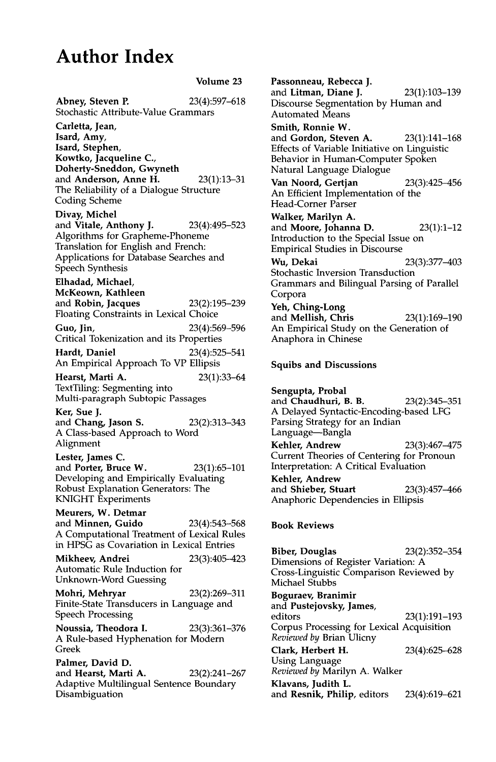# Author Index

Volume 23

**Abney, Steven P.** 23(4):597–618
Stochastic Attribute-Value Grammars

**Carletta, Jean,**
**Isard, Amy,**
**Isard, Stephen,**
**Kowtko, Jacqueline C.,**
**Doherty-Sneddon, Gwyneth**
and **Anderson, Anne H.** 23(1):13–31
The Reliability of a Dialogue Structure Coding Scheme

**Divay, Michel**
and **Vitale, Anthony J.** 23(4):495–523
Algorithms for Grapheme-Phoneme Translation for English and French: Applications for Database Searches and Speech Synthesis

**Elhadad, Michael,**
**McKeown, Kathleen**
and **Robin, Jacques** 23(2):195–239
Floating Constraints in Lexical Choice

**Guo, Jin,** 23(4):569–596
Critical Tokenization and its Properties

**Hardt, Daniel** 23(4):525–541
An Empirical Approach To VP Ellipsis

**Hearst, Marti A.** 23(1):33–64
TextTiling: Segmenting into Multi-paragraph Subtopic Passages

**Ker, Sue J.**
and **Chang, Jason S.** 23(2):313–343
A Class-based Approach to Word Alignment

**Lester, James C.**
and **Porter, Bruce W.** 23(1):65–101
Developing and Empirically Evaluating Robust Explanation Generators: The KNIGHT Experiments

**Meurers, W. Detmar**
and **Minnen, Guido** 23(4):543–568
A Computational Treatment of Lexical Rules in HPSG as Covariation in Lexical Entries

**Mikheev, Andrei** 23(3):405–423
Automatic Rule Induction for Unknown-Word Guessing

**Mohri, Mehryar** 23(2):269–311
Finite-State Transducers in Language and Speech Processing

**Noussia, Theodora I.** 23(3):361–376
A Rule-based Hyphenation for Modern Greek

**Palmer, David D.**
and **Hearst, Marti A.** 23(2):241–267
Adaptive Multilingual Sentence Boundary Disambiguation

**Passonneau, Rebecca J.**
and **Litman, Diane J.** 23(1):103–139
Discourse Segmentation by Human and Automated Means

**Smith, Ronnie W.**
and **Gordon, Steven A.** 23(1):141–168
Effects of Variable Initiative on Linguistic Behavior in Human-Computer Spoken Natural Language Dialogue

**Van Noord, Gertjan** 23(3):425–456
An Efficient Implementation of the Head-Corner Parser

**Walker, Marilyn A.**
and **Moore, Johanna D.** 23(1):1–12
Introduction to the Special Issue on Empirical Studies in Discourse

**Wu, Dekai** 23(3):377–403
Stochastic Inversion Transduction Grammars and Bilingual Parsing of Parallel Corpora

**Yeh, Ching-Long**
and **Mellish, Chris** 23(1):169–190
An Empirical Study on the Generation of Anaphora in Chinese

## Squibs and Discussions

**Sengupta, Probal**
and **Chaudhuri, B. B.** 23(2):345–351
A Delayed Syntactic-Encoding-based LFG Parsing Strategy for an Indian Language—Bangla

**Kehler, Andrew** 23(3):467–475
Current Theories of Centering for Pronoun Interpretation: A Critical Evaluation

**Kehler, Andrew**
and **Shieber, Stuart** 23(3):457–466
Anaphoric Dependencies in Ellipsis

## Book Reviews

**Biber, Douglas** 23(2):352–354
Dimensions of Register Variation: A Cross-Linguistic Comparison Reviewed by Michael Stubbs

**Boguraev, Branimir**
and **Pustejovsky, James,**
editors 23(1):191–193
Corpus Processing for Lexical Acquisition
*Reviewed by* Brian Ulicny

**Clark, Herbert H.** 23(4):625–628
Using Language
*Reviewed by* Marilyn A. Walker

**Klavans, Judith L.**
and **Resnik, Philip,** editors 23(4):619–621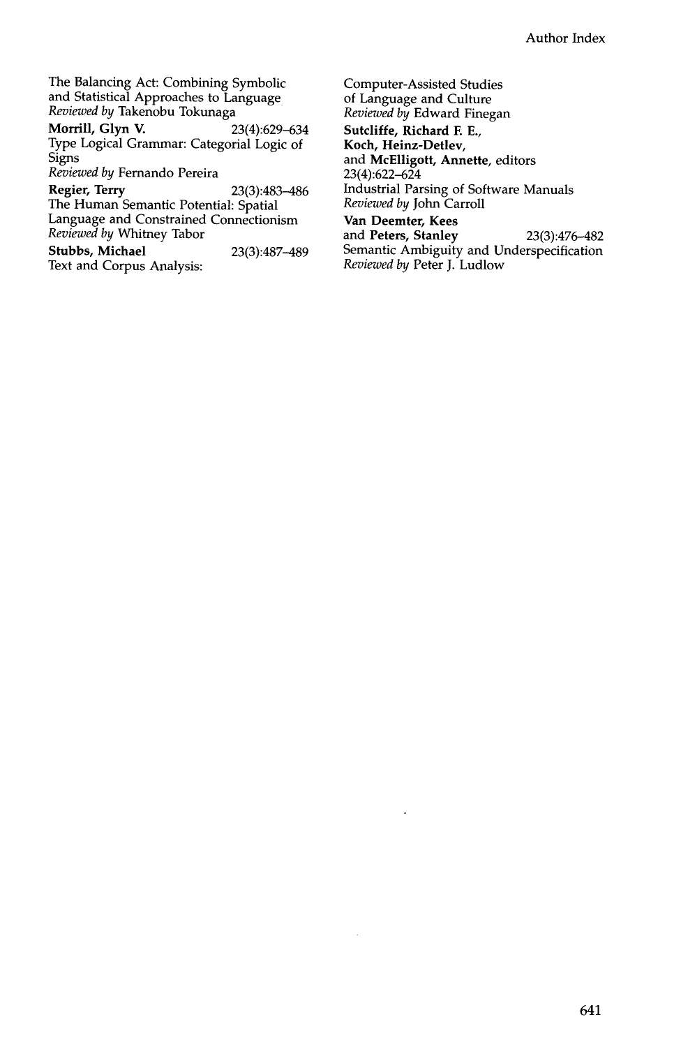The Balancing Act: Combining Symbolic and Statistical Approaches to Language
*Reviewed by* Takenobu Tokunaga

**Morrill, Glyn V.** 23(4):629–634
Type Logical Grammar: Categorial Logic of Signs
*Reviewed by* Fernando Pereira

**Regier, Terry** 23(3):483–486
The Human Semantic Potential: Spatial Language and Constrained Connectionism
*Reviewed by* Whitney Tabor

**Stubbs, Michael** 23(3):487–489
Text and Corpus Analysis: Computer-Assisted Studies of Language and Culture
*Reviewed by* Edward Finegan

**Sutcliffe, Richard F. E.**, **Koch, Heinz-Detlev**, and **McElligott, Annette**, editors
23(4):622–624
Industrial Parsing of Software Manuals
*Reviewed by* John Carroll

**Van Deemter, Kees** and **Peters, Stanley** 23(3):476–482
Semantic Ambiguity and Underspecification
*Reviewed by* Peter J. Ludlow